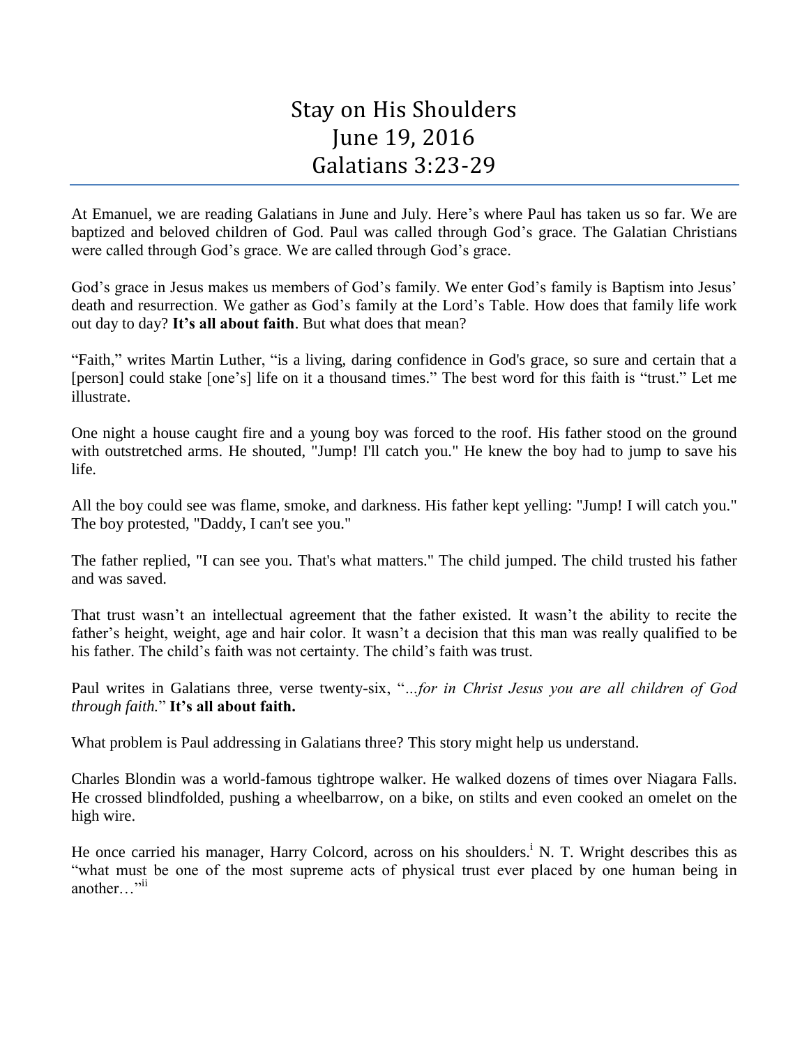# Stay on His Shoulders
## June 19, 2016
## Galatians 3:23-29

At Emanuel, we are reading Galatians in June and July. Here's where Paul has taken us so far. We are baptized and beloved children of God. Paul was called through God's grace. The Galatian Christians were called through God's grace. We are called through God's grace.

God's grace in Jesus makes us members of God's family. We enter God's family is Baptism into Jesus' death and resurrection. We gather as God's family at the Lord's Table. How does that family life work out day to day? **It's all about faith**. But what does that mean?

"Faith," writes Martin Luther, "is a living, daring confidence in God's grace, so sure and certain that a [person] could stake [one's] life on it a thousand times." The best word for this faith is "trust." Let me illustrate.

One night a house caught fire and a young boy was forced to the roof. His father stood on the ground with outstretched arms. He shouted, "Jump! I'll catch you." He knew the boy had to jump to save his life.

All the boy could see was flame, smoke, and darkness. His father kept yelling: "Jump! I will catch you." The boy protested, "Daddy, I can't see you."

The father replied, "I can see you. That's what matters." The child jumped. The child trusted his father and was saved.

That trust wasn't an intellectual agreement that the father existed. It wasn't the ability to recite the father's height, weight, age and hair color. It wasn't a decision that this man was really qualified to be his father. The child's faith was not certainty. The child's faith was trust.

Paul writes in Galatians three, verse twenty-six, "*...for in Christ Jesus you are all children of God through faith.*" **It's all about faith.**

What problem is Paul addressing in Galatians three? This story might help us understand.

Charles Blondin was a world-famous tightrope walker. He walked dozens of times over Niagara Falls. He crossed blindfolded, pushing a wheelbarrow, on a bike, on stilts and even cooked an omelet on the high wire.

He once carried his manager, Harry Colcord, across on his shoulders.[i] N. T. Wright describes this as "what must be one of the most supreme acts of physical trust ever placed by one human being in another…"[ii]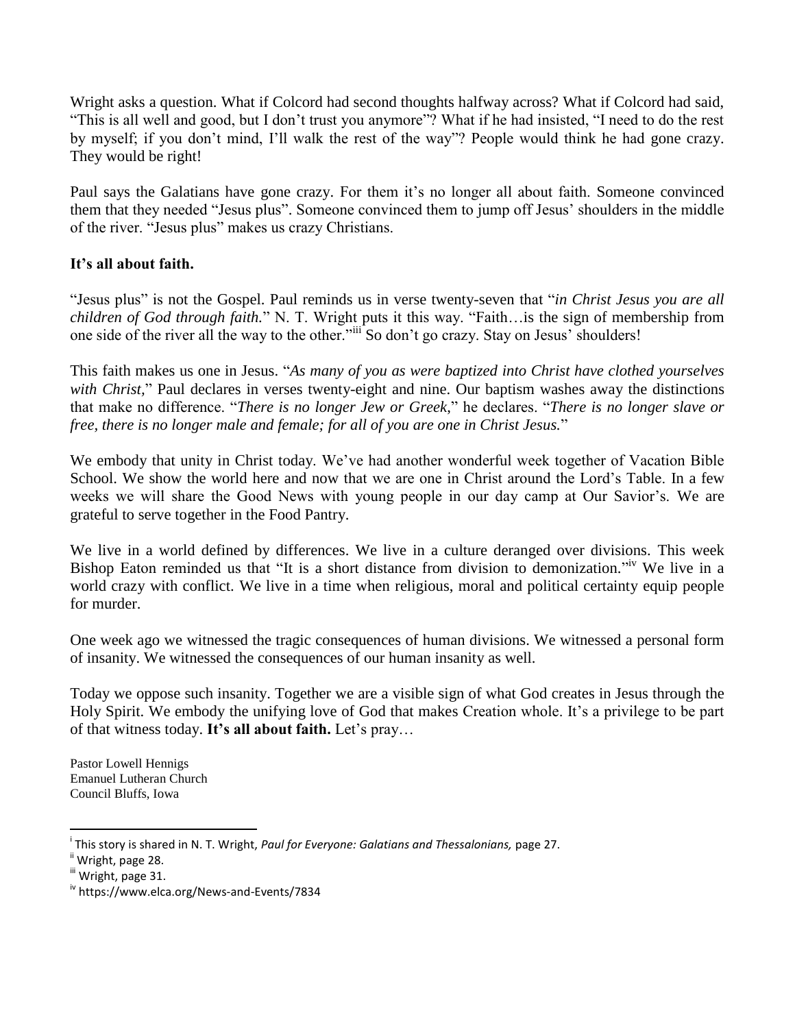Wright asks a question. What if Colcord had second thoughts halfway across? What if Colcord had said, "This is all well and good, but I don't trust you anymore"? What if he had insisted, "I need to do the rest by myself; if you don't mind, I'll walk the rest of the way"? People would think he had gone crazy. They would be right!

Paul says the Galatians have gone crazy. For them it's no longer all about faith. Someone convinced them that they needed "Jesus plus". Someone convinced them to jump off Jesus' shoulders in the middle of the river. "Jesus plus" makes us crazy Christians.

**It's all about faith.**

"Jesus plus" is not the Gospel. Paul reminds us in verse twenty-seven that "*in Christ Jesus you are all children of God through faith.*" N. T. Wright puts it this way. "Faith…is the sign of membership from one side of the river all the way to the other."[iii] So don't go crazy. Stay on Jesus' shoulders!

This faith makes us one in Jesus. "*As many of you as were baptized into Christ have clothed yourselves with Christ*," Paul declares in verses twenty-eight and nine. Our baptism washes away the distinctions that make no difference. "*There is no longer Jew or Greek*," he declares. "*There is no longer slave or free, there is no longer male and female; for all of you are one in Christ Jesus.*"

We embody that unity in Christ today. We've had another wonderful week together of Vacation Bible School. We show the world here and now that we are one in Christ around the Lord's Table. In a few weeks we will share the Good News with young people in our day camp at Our Savior's. We are grateful to serve together in the Food Pantry.

We live in a world defined by differences. We live in a culture deranged over divisions. This week Bishop Eaton reminded us that "It is a short distance from division to demonization."[iv] We live in a world crazy with conflict. We live in a time when religious, moral and political certainty equip people for murder.

One week ago we witnessed the tragic consequences of human divisions. We witnessed a personal form of insanity. We witnessed the consequences of our human insanity as well.

Today we oppose such insanity. Together we are a visible sign of what God creates in Jesus through the Holy Spirit. We embody the unifying love of God that makes Creation whole. It's a privilege to be part of that witness today. **It's all about faith.** Let's pray…

Pastor Lowell Hennigs
Emanuel Lutheran Church
Council Bluffs, Iowa

---

[i] This story is shared in N. T. Wright, *Paul for Everyone: Galatians and Thessalonians,* page 27.

[ii] Wright, page 28.

[iii] Wright, page 31.

[iv] https://www.elca.org/News-and-Events/7834